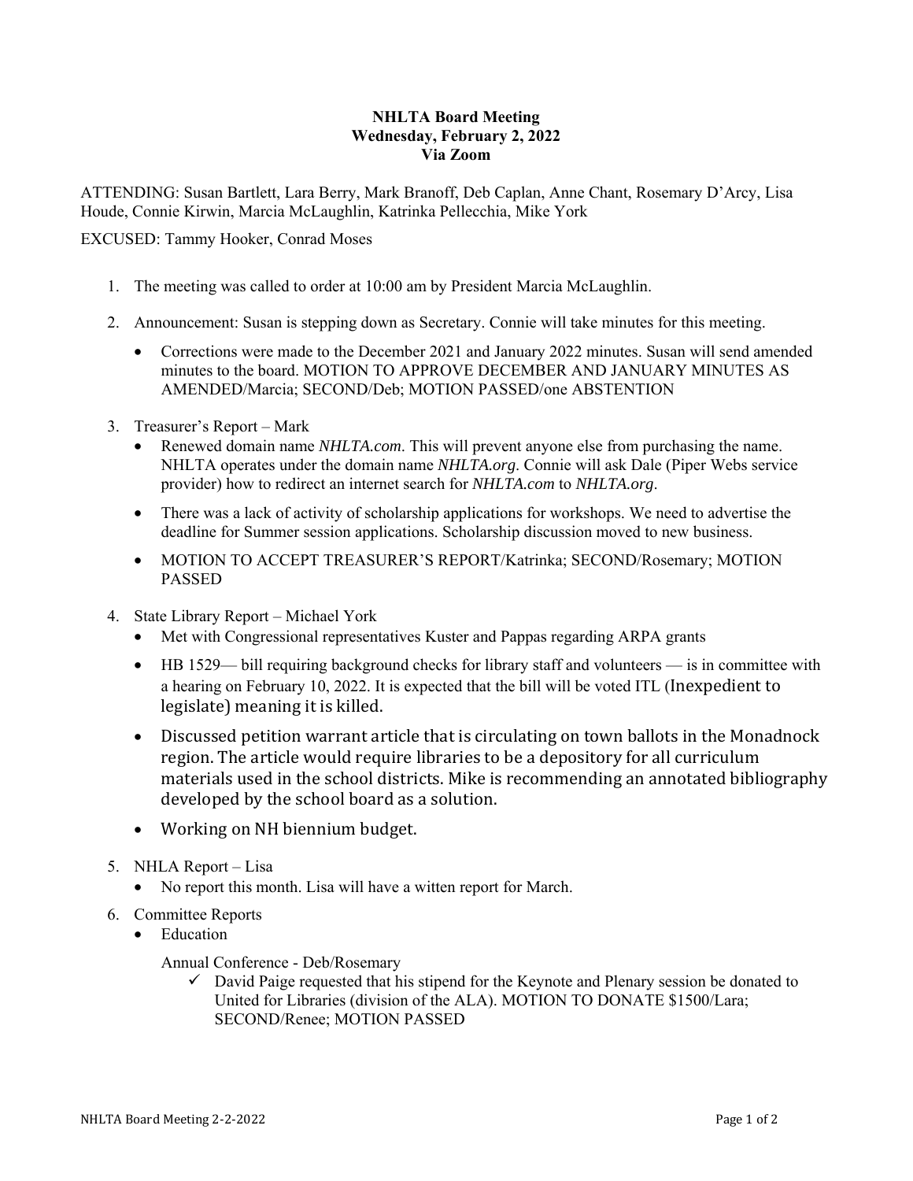**NHLTA Board Meeting**
**Wednesday, February 2, 2022**
**Via Zoom**

ATTENDING: Susan Bartlett, Lara Berry, Mark Branoff, Deb Caplan, Anne Chant, Rosemary D'Arcy, Lisa Houde, Connie Kirwin, Marcia McLaughlin, Katrinka Pellecchia, Mike York

EXCUSED: Tammy Hooker, Conrad Moses

1. The meeting was called to order at 10:00 am by President Marcia McLaughlin.
2. Announcement: Susan is stepping down as Secretary. Connie will take minutes for this meeting.
   - Corrections were made to the December 2021 and January 2022 minutes. Susan will send amended minutes to the board. MOTION TO APPROVE DECEMBER AND JANUARY MINUTES AS AMENDED/Marcia; SECOND/Deb; MOTION PASSED/one ABSTENTION
3. Treasurer's Report – Mark
   - Renewed domain name *NHLTA.com*. This will prevent anyone else from purchasing the name. NHLTA operates under the domain name *NHLTA.org*. Connie will ask Dale (Piper Webs service provider) how to redirect an internet search for *NHLTA.com* to *NHLTA.org*.
   - There was a lack of activity of scholarship applications for workshops. We need to advertise the deadline for Summer session applications. Scholarship discussion moved to new business.
   - MOTION TO ACCEPT TREASURER'S REPORT/Katrinka; SECOND/Rosemary; MOTION PASSED
4. State Library Report – Michael York
   - Met with Congressional representatives Kuster and Pappas regarding ARPA grants
   - HB 1529— bill requiring background checks for library staff and volunteers — is in committee with a hearing on February 10, 2022. It is expected that the bill will be voted ITL (Inexpedient to legislate) meaning it is killed.
   - Discussed petition warrant article that is circulating on town ballots in the Monadnock region. The article would require libraries to be a depository for all curriculum materials used in the school districts. Mike is recommending an annotated bibliography developed by the school board as a solution.
   - Working on NH biennium budget.
5. NHLA Report – Lisa
   - No report this month. Lisa will have a witten report for March.
6. Committee Reports
   - Education

     Annual Conference - Deb/Rosemary
     - ✓ David Paige requested that his stipend for the Keynote and Plenary session be donated to United for Libraries (division of the ALA). MOTION TO DONATE $1500/Lara; SECOND/Renee; MOTION PASSED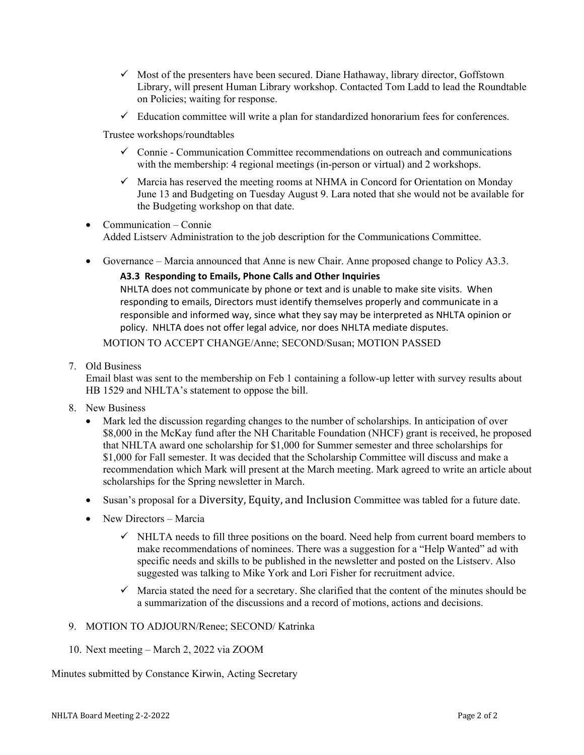- ✓ Most of the presenters have been secured. Diane Hathaway, library director, Goffstown Library, will present Human Library workshop. Contacted Tom Ladd to lead the Roundtable on Policies; waiting for response.
    - ✓ Education committee will write a plan for standardized honorarium fees for conferences.

  Trustee workshops/roundtables

    - ✓ Connie - Communication Committee recommendations on outreach and communications with the membership: 4 regional meetings (in-person or virtual) and 2 workshops.
    - ✓ Marcia has reserved the meeting rooms at NHMA in Concord for Orientation on Monday June 13 and Budgeting on Tuesday August 9. Lara noted that she would not be available for the Budgeting workshop on that date.

- Communication – Connie
  Added Listserv Administration to the job description for the Communications Committee.

- Governance – Marcia announced that Anne is new Chair. Anne proposed change to Policy A3.3.

  **A3.3 Responding to Emails, Phone Calls and Other Inquiries**
  NHLTA does not communicate by phone or text and is unable to make site visits. When responding to emails, Directors must identify themselves properly and communicate in a responsible and informed way, since what they say may be interpreted as NHLTA opinion or policy. NHLTA does not offer legal advice, nor does NHLTA mediate disputes.

  MOTION TO ACCEPT CHANGE/Anne; SECOND/Susan; MOTION PASSED

7. Old Business
   Email blast was sent to the membership on Feb 1 containing a follow-up letter with survey results about HB 1529 and NHLTA's statement to oppose the bill.

8. New Business
   - Mark led the discussion regarding changes to the number of scholarships. In anticipation of over $8,000 in the McKay fund after the NH Charitable Foundation (NHCF) grant is received, he proposed that NHLTA award one scholarship for $1,000 for Summer semester and three scholarships for $1,000 for Fall semester. It was decided that the Scholarship Committee will discuss and make a recommendation which Mark will present at the March meeting. Mark agreed to write an article about scholarships for the Spring newsletter in March.
   - Susan's proposal for a Diversity, Equity, and Inclusion Committee was tabled for a future date.
   - New Directors – Marcia
     - ✓ NHLTA needs to fill three positions on the board. Need help from current board members to make recommendations of nominees. There was a suggestion for a "Help Wanted" ad with specific needs and skills to be published in the newsletter and posted on the Listserv. Also suggested was talking to Mike York and Lori Fisher for recruitment advice.
     - ✓ Marcia stated the need for a secretary. She clarified that the content of the minutes should be a summarization of the discussions and a record of motions, actions and decisions.

9. MOTION TO ADJOURN/Renee; SECOND/ Katrinka

10. Next meeting – March 2, 2022 via ZOOM

Minutes submitted by Constance Kirwin, Acting Secretary